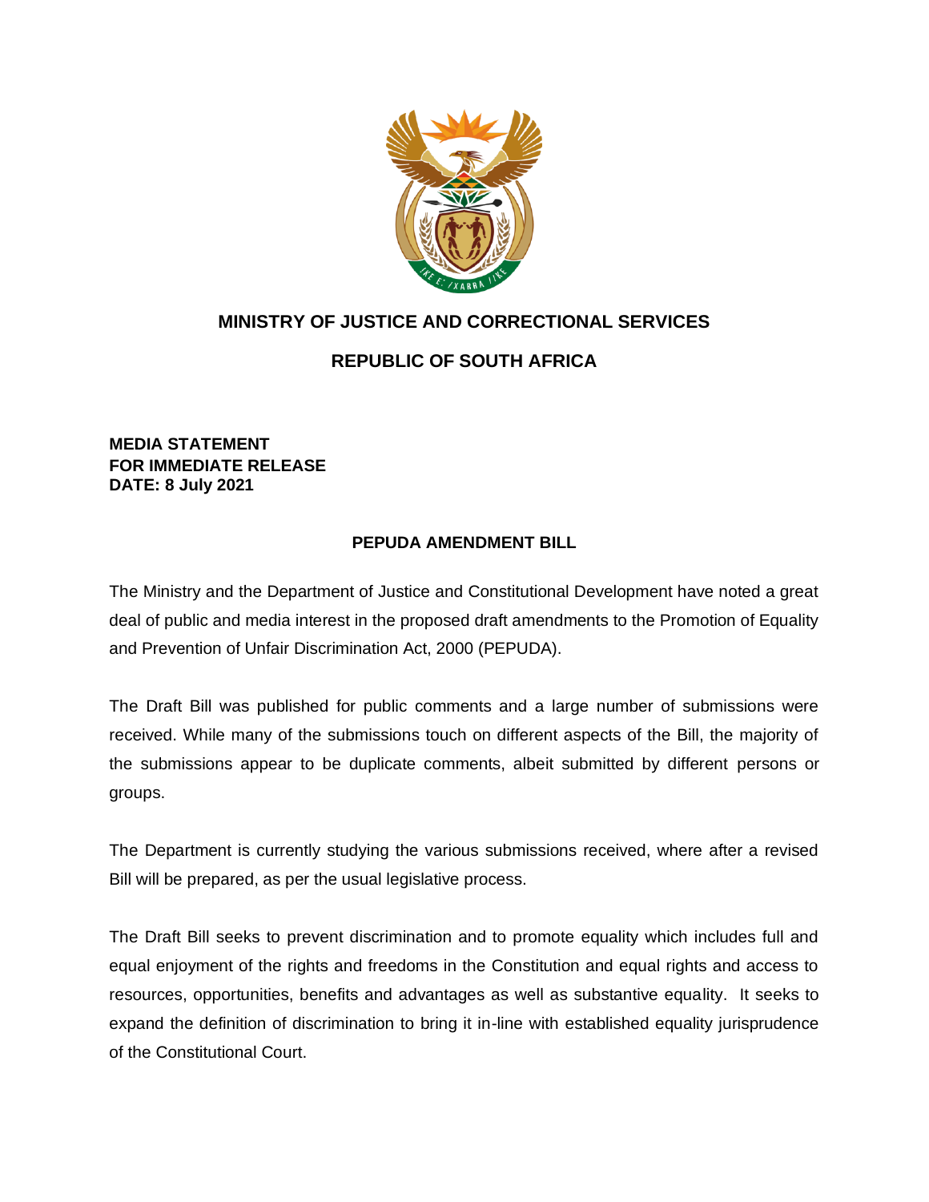**MINISTRY OF JUSTICE AND CORRECTIONAL SERVICES**

**REPUBLIC OF SOUTH AFRICA**

**MEDIA STATEMENT**
**FOR IMMEDIATE RELEASE**
**DATE: 8 July 2021**

# PEPUDA AMENDMENT BILL

The Ministry and the Department of Justice and Constitutional Development have noted a great deal of public and media interest in the proposed draft amendments to the Promotion of Equality and Prevention of Unfair Discrimination Act, 2000 (PEPUDA).

The Draft Bill was published for public comments and a large number of submissions were received. While many of the submissions touch on different aspects of the Bill, the majority of the submissions appear to be duplicate comments, albeit submitted by different persons or groups.

The Department is currently studying the various submissions received, where after a revised Bill will be prepared, as per the usual legislative process.

The Draft Bill seeks to prevent discrimination and to promote equality which includes full and equal enjoyment of the rights and freedoms in the Constitution and equal rights and access to resources, opportunities, benefits and advantages as well as substantive equality. It seeks to expand the definition of discrimination to bring it in-line with established equality jurisprudence of the Constitutional Court.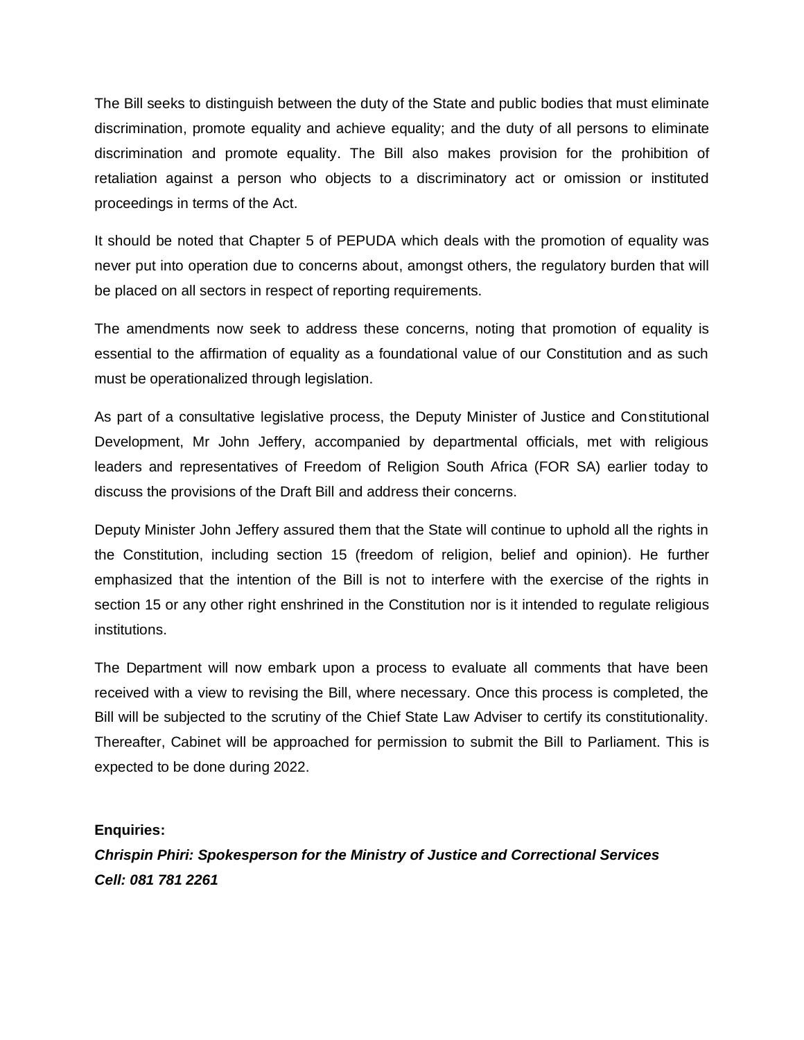The Bill seeks to distinguish between the duty of the State and public bodies that must eliminate discrimination, promote equality and achieve equality; and the duty of all persons to eliminate discrimination and promote equality. The Bill also makes provision for the prohibition of retaliation against a person who objects to a discriminatory act or omission or instituted proceedings in terms of the Act.

It should be noted that Chapter 5 of PEPUDA which deals with the promotion of equality was never put into operation due to concerns about, amongst others, the regulatory burden that will be placed on all sectors in respect of reporting requirements.

The amendments now seek to address these concerns, noting that promotion of equality is essential to the affirmation of equality as a foundational value of our Constitution and as such must be operationalized through legislation.

As part of a consultative legislative process, the Deputy Minister of Justice and Constitutional Development, Mr John Jeffery, accompanied by departmental officials, met with religious leaders and representatives of Freedom of Religion South Africa (FOR SA) earlier today to discuss the provisions of the Draft Bill and address their concerns.

Deputy Minister John Jeffery assured them that the State will continue to uphold all the rights in the Constitution, including section 15 (freedom of religion, belief and opinion). He further emphasized that the intention of the Bill is not to interfere with the exercise of the rights in section 15 or any other right enshrined in the Constitution nor is it intended to regulate religious institutions.

The Department will now embark upon a process to evaluate all comments that have been received with a view to revising the Bill, where necessary. Once this process is completed, the Bill will be subjected to the scrutiny of the Chief State Law Adviser to certify its constitutionality. Thereafter, Cabinet will be approached for permission to submit the Bill to Parliament. This is expected to be done during 2022.

**Enquiries:**
***Chrispin Phiri: Spokesperson for the Ministry of Justice and Correctional Services***
***Cell: 081 781 2261***